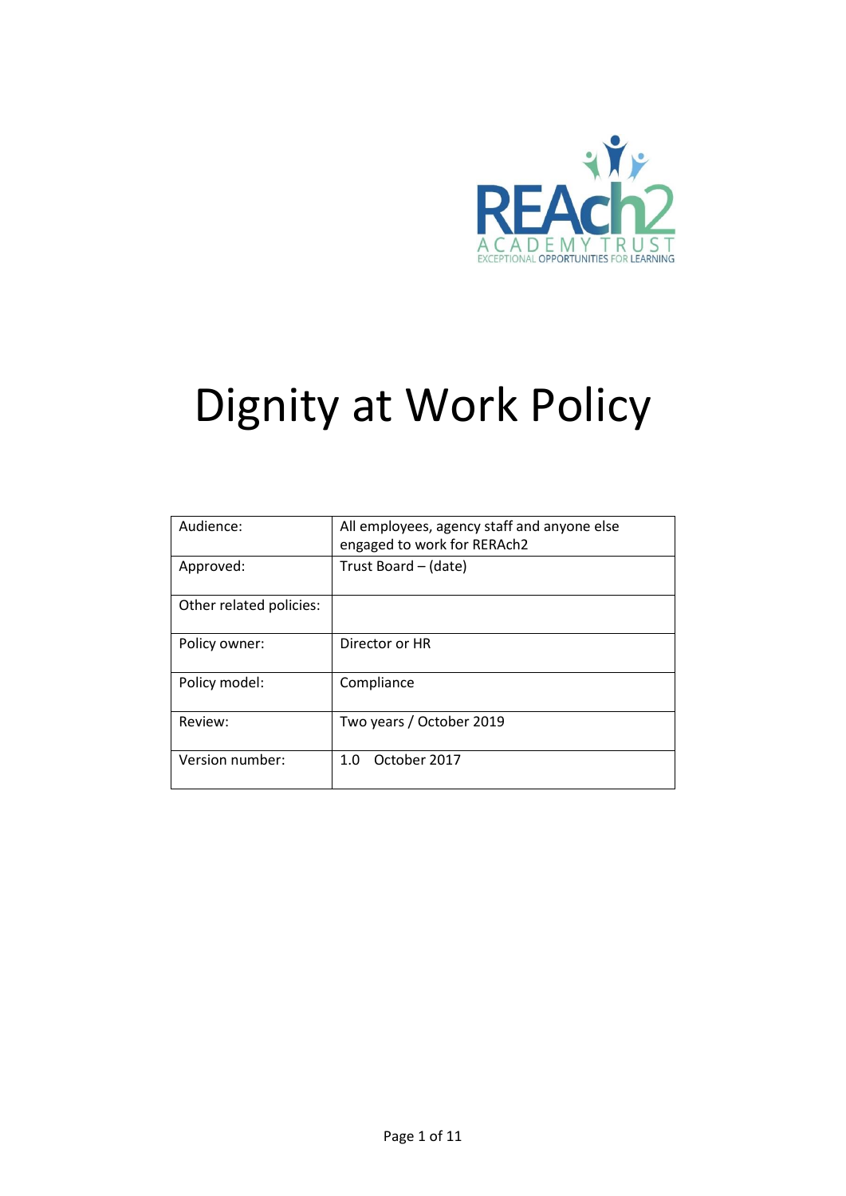REAch2
ACADEMY TRUST
EXCEPTIONAL OPPORTUNITIES FOR LEARNING

# Dignity at Work Policy

| Audience: | All employees, agency staff and anyone else engaged to work for RERAch2 |
|---|---|
| Approved: | Trust Board – (date) |
| Other related policies: | |
| Policy owner: | Director or HR |
| Policy model: | Compliance |
| Review: | Two years / October 2019 |
| Version number: | 1.0 October 2017 |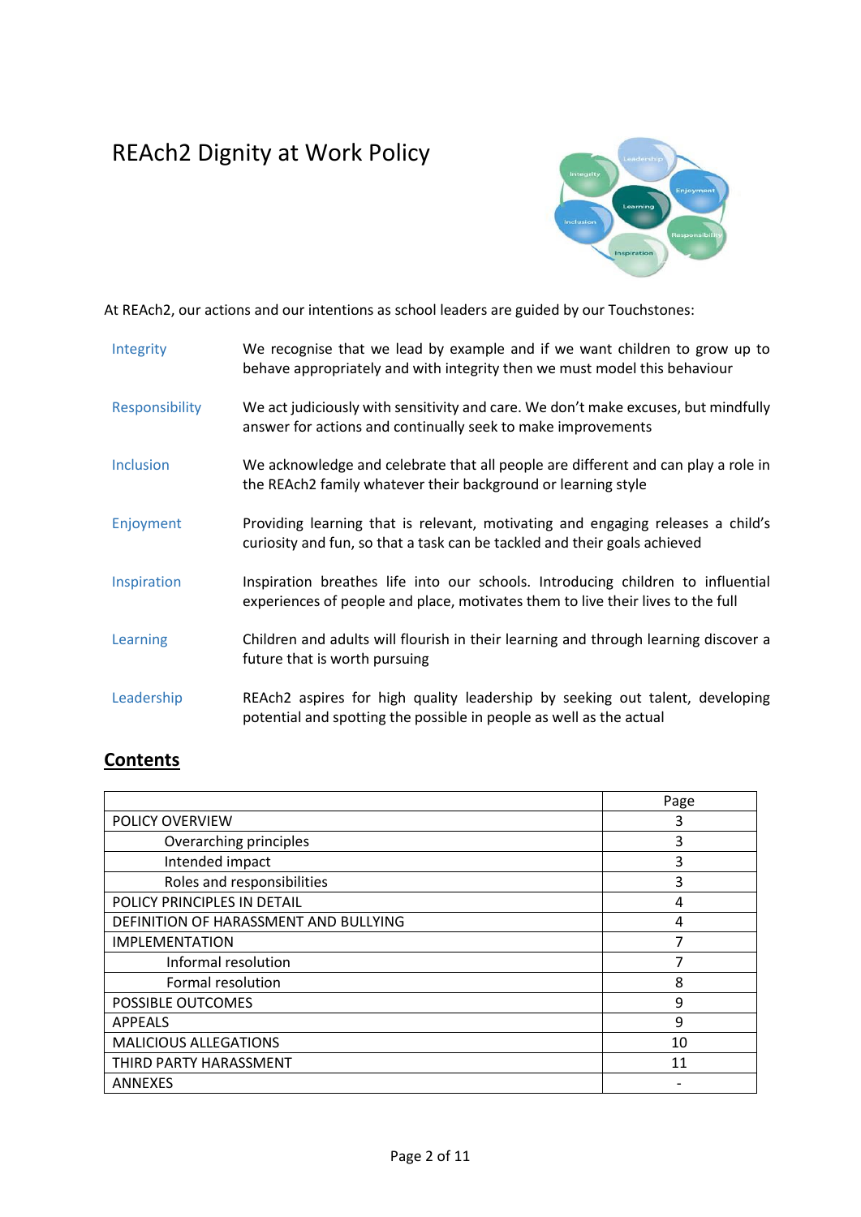# REAch2 Dignity at Work Policy

At REAch2, our actions and our intentions as school leaders are guided by our Touchstones:

| | |
|---|---|
| Integrity | We recognise that we lead by example and if we want children to grow up to behave appropriately and with integrity then we must model this behaviour |
| Responsibility | We act judiciously with sensitivity and care. We don't make excuses, but mindfully answer for actions and continually seek to make improvements |
| Inclusion | We acknowledge and celebrate that all people are different and can play a role in the REAch2 family whatever their background or learning style |
| Enjoyment | Providing learning that is relevant, motivating and engaging releases a child's curiosity and fun, so that a task can be tackled and their goals achieved |
| Inspiration | Inspiration breathes life into our schools. Introducing children to influential experiences of people and place, motivates them to live their lives to the full |
| Learning | Children and adults will flourish in their learning and through learning discover a future that is worth pursuing |
| Leadership | REAch2 aspires for high quality leadership by seeking out talent, developing potential and spotting the possible in people as well as the actual |

## Contents

| | Page |
|---|---|
| POLICY OVERVIEW | 3 |
| Overarching principles | 3 |
| Intended impact | 3 |
| Roles and responsibilities | 3 |
| POLICY PRINCIPLES IN DETAIL | 4 |
| DEFINITION OF HARASSMENT AND BULLYING | 4 |
| IMPLEMENTATION | 7 |
| Informal resolution | 7 |
| Formal resolution | 8 |
| POSSIBLE OUTCOMES | 9 |
| APPEALS | 9 |
| MALICIOUS ALLEGATIONS | 10 |
| THIRD PARTY HARASSMENT | 11 |
| ANNEXES | - |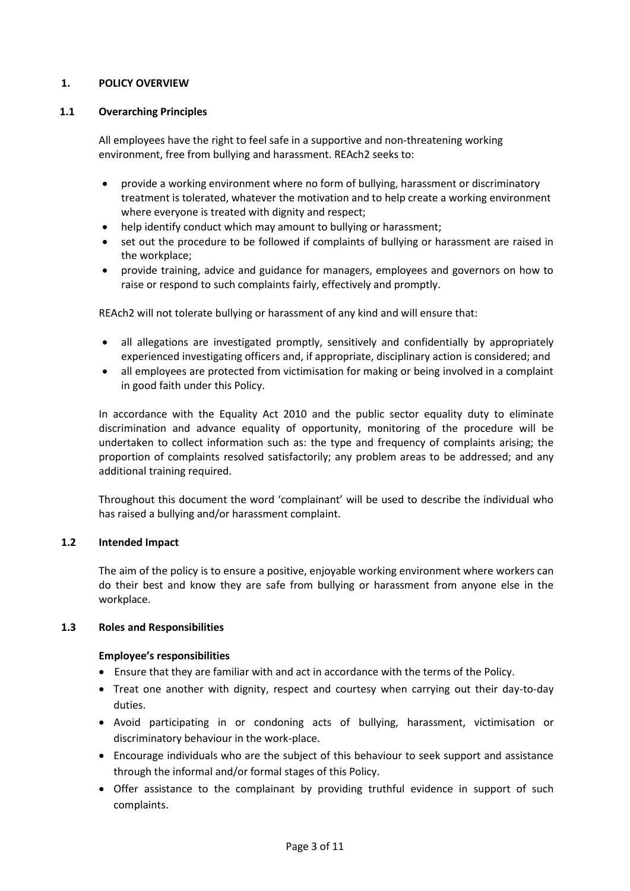## 1. POLICY OVERVIEW

### 1.1 Overarching Principles

All employees have the right to feel safe in a supportive and non-threatening working environment, free from bullying and harassment. REAch2 seeks to:

- provide a working environment where no form of bullying, harassment or discriminatory treatment is tolerated, whatever the motivation and to help create a working environment where everyone is treated with dignity and respect;
- help identify conduct which may amount to bullying or harassment;
- set out the procedure to be followed if complaints of bullying or harassment are raised in the workplace;
- provide training, advice and guidance for managers, employees and governors on how to raise or respond to such complaints fairly, effectively and promptly.

REAch2 will not tolerate bullying or harassment of any kind and will ensure that:

- all allegations are investigated promptly, sensitively and confidentially by appropriately experienced investigating officers and, if appropriate, disciplinary action is considered; and
- all employees are protected from victimisation for making or being involved in a complaint in good faith under this Policy.

In accordance with the Equality Act 2010 and the public sector equality duty to eliminate discrimination and advance equality of opportunity, monitoring of the procedure will be undertaken to collect information such as: the type and frequency of complaints arising; the proportion of complaints resolved satisfactorily; any problem areas to be addressed; and any additional training required.

Throughout this document the word 'complainant' will be used to describe the individual who has raised a bullying and/or harassment complaint.

### 1.2 Intended Impact

The aim of the policy is to ensure a positive, enjoyable working environment where workers can do their best and know they are safe from bullying or harassment from anyone else in the workplace.

### 1.3 Roles and Responsibilities

**Employee's responsibilities**

- Ensure that they are familiar with and act in accordance with the terms of the Policy.
- Treat one another with dignity, respect and courtesy when carrying out their day-to-day duties.
- Avoid participating in or condoning acts of bullying, harassment, victimisation or discriminatory behaviour in the work-place.
- Encourage individuals who are the subject of this behaviour to seek support and assistance through the informal and/or formal stages of this Policy.
- Offer assistance to the complainant by providing truthful evidence in support of such complaints.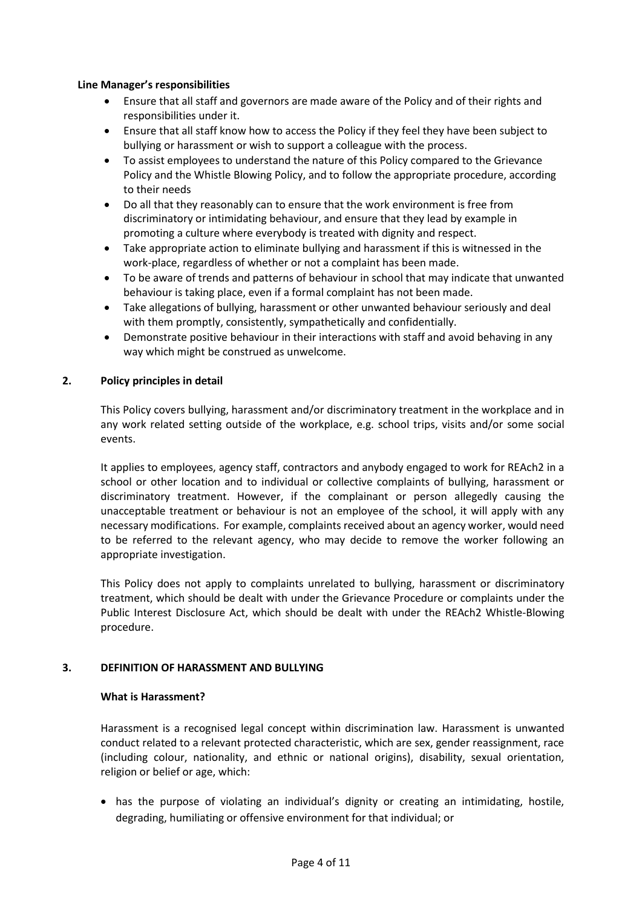**Line Manager's responsibilities**

- Ensure that all staff and governors are made aware of the Policy and of their rights and responsibilities under it.
- Ensure that all staff know how to access the Policy if they feel they have been subject to bullying or harassment or wish to support a colleague with the process.
- To assist employees to understand the nature of this Policy compared to the Grievance Policy and the Whistle Blowing Policy, and to follow the appropriate procedure, according to their needs
- Do all that they reasonably can to ensure that the work environment is free from discriminatory or intimidating behaviour, and ensure that they lead by example in promoting a culture where everybody is treated with dignity and respect.
- Take appropriate action to eliminate bullying and harassment if this is witnessed in the work-place, regardless of whether or not a complaint has been made.
- To be aware of trends and patterns of behaviour in school that may indicate that unwanted behaviour is taking place, even if a formal complaint has not been made.
- Take allegations of bullying, harassment or other unwanted behaviour seriously and deal with them promptly, consistently, sympathetically and confidentially.
- Demonstrate positive behaviour in their interactions with staff and avoid behaving in any way which might be construed as unwelcome.

## 2. Policy principles in detail

This Policy covers bullying, harassment and/or discriminatory treatment in the workplace and in any work related setting outside of the workplace, e.g. school trips, visits and/or some social events.

It applies to employees, agency staff, contractors and anybody engaged to work for REAch2 in a school or other location and to individual or collective complaints of bullying, harassment or discriminatory treatment. However, if the complainant or person allegedly causing the unacceptable treatment or behaviour is not an employee of the school, it will apply with any necessary modifications. For example, complaints received about an agency worker, would need to be referred to the relevant agency, who may decide to remove the worker following an appropriate investigation.

This Policy does not apply to complaints unrelated to bullying, harassment or discriminatory treatment, which should be dealt with under the Grievance Procedure or complaints under the Public Interest Disclosure Act, which should be dealt with under the REAch2 Whistle-Blowing procedure.

## 3. DEFINITION OF HARASSMENT AND BULLYING

**What is Harassment?**

Harassment is a recognised legal concept within discrimination law. Harassment is unwanted conduct related to a relevant protected characteristic, which are sex, gender reassignment, race (including colour, nationality, and ethnic or national origins), disability, sexual orientation, religion or belief or age, which:

- has the purpose of violating an individual's dignity or creating an intimidating, hostile, degrading, humiliating or offensive environment for that individual; or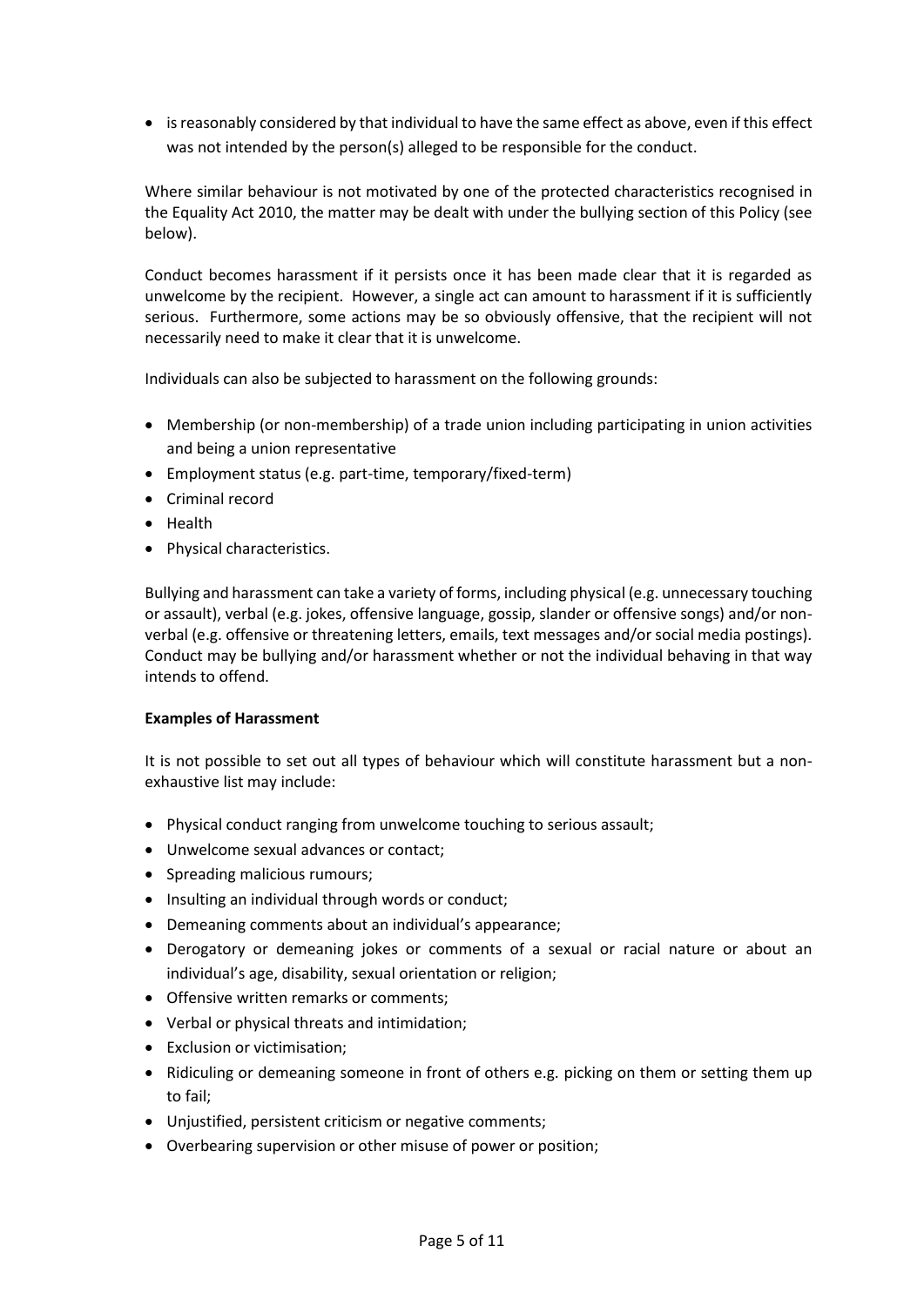- is reasonably considered by that individual to have the same effect as above, even if this effect was not intended by the person(s) alleged to be responsible for the conduct.

Where similar behaviour is not motivated by one of the protected characteristics recognised in the Equality Act 2010, the matter may be dealt with under the bullying section of this Policy (see below).

Conduct becomes harassment if it persists once it has been made clear that it is regarded as unwelcome by the recipient. However, a single act can amount to harassment if it is sufficiently serious. Furthermore, some actions may be so obviously offensive, that the recipient will not necessarily need to make it clear that it is unwelcome.

Individuals can also be subjected to harassment on the following grounds:

- Membership (or non-membership) of a trade union including participating in union activities and being a union representative
- Employment status (e.g. part-time, temporary/fixed-term)
- Criminal record
- Health
- Physical characteristics.

Bullying and harassment can take a variety of forms, including physical (e.g. unnecessary touching or assault), verbal (e.g. jokes, offensive language, gossip, slander or offensive songs) and/or non-verbal (e.g. offensive or threatening letters, emails, text messages and/or social media postings). Conduct may be bullying and/or harassment whether or not the individual behaving in that way intends to offend.

**Examples of Harassment**

It is not possible to set out all types of behaviour which will constitute harassment but a non-exhaustive list may include:

- Physical conduct ranging from unwelcome touching to serious assault;
- Unwelcome sexual advances or contact;
- Spreading malicious rumours;
- Insulting an individual through words or conduct;
- Demeaning comments about an individual's appearance;
- Derogatory or demeaning jokes or comments of a sexual or racial nature or about an individual's age, disability, sexual orientation or religion;
- Offensive written remarks or comments;
- Verbal or physical threats and intimidation;
- Exclusion or victimisation;
- Ridiculing or demeaning someone in front of others e.g. picking on them or setting them up to fail;
- Unjustified, persistent criticism or negative comments;
- Overbearing supervision or other misuse of power or position;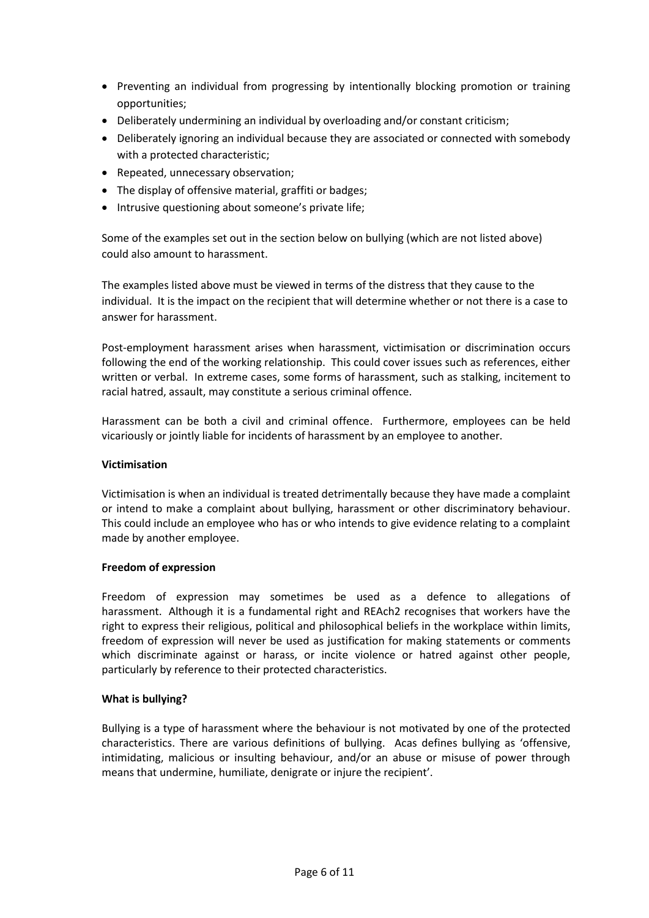- Preventing an individual from progressing by intentionally blocking promotion or training opportunities;
- Deliberately undermining an individual by overloading and/or constant criticism;
- Deliberately ignoring an individual because they are associated or connected with somebody with a protected characteristic;
- Repeated, unnecessary observation;
- The display of offensive material, graffiti or badges;
- Intrusive questioning about someone's private life;

Some of the examples set out in the section below on bullying (which are not listed above) could also amount to harassment.

The examples listed above must be viewed in terms of the distress that they cause to the individual. It is the impact on the recipient that will determine whether or not there is a case to answer for harassment.

Post-employment harassment arises when harassment, victimisation or discrimination occurs following the end of the working relationship. This could cover issues such as references, either written or verbal. In extreme cases, some forms of harassment, such as stalking, incitement to racial hatred, assault, may constitute a serious criminal offence.

Harassment can be both a civil and criminal offence. Furthermore, employees can be held vicariously or jointly liable for incidents of harassment by an employee to another.

**Victimisation**

Victimisation is when an individual is treated detrimentally because they have made a complaint or intend to make a complaint about bullying, harassment or other discriminatory behaviour. This could include an employee who has or who intends to give evidence relating to a complaint made by another employee.

**Freedom of expression**

Freedom of expression may sometimes be used as a defence to allegations of harassment. Although it is a fundamental right and REAch2 recognises that workers have the right to express their religious, political and philosophical beliefs in the workplace within limits, freedom of expression will never be used as justification for making statements or comments which discriminate against or harass, or incite violence or hatred against other people, particularly by reference to their protected characteristics.

**What is bullying?**

Bullying is a type of harassment where the behaviour is not motivated by one of the protected characteristics. There are various definitions of bullying. Acas defines bullying as 'offensive, intimidating, malicious or insulting behaviour, and/or an abuse or misuse of power through means that undermine, humiliate, denigrate or injure the recipient'.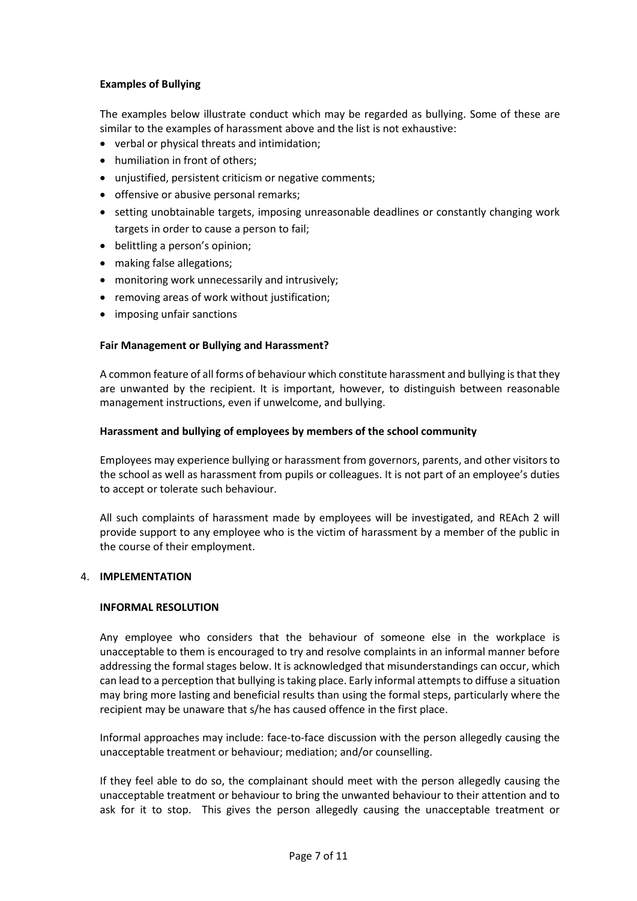**Examples of Bullying**

The examples below illustrate conduct which may be regarded as bullying. Some of these are similar to the examples of harassment above and the list is not exhaustive:

- verbal or physical threats and intimidation;
- humiliation in front of others;
- unjustified, persistent criticism or negative comments;
- offensive or abusive personal remarks;
- setting unobtainable targets, imposing unreasonable deadlines or constantly changing work targets in order to cause a person to fail;
- belittling a person's opinion;
- making false allegations;
- monitoring work unnecessarily and intrusively;
- removing areas of work without justification;
- imposing unfair sanctions

**Fair Management or Bullying and Harassment?**

A common feature of all forms of behaviour which constitute harassment and bullying is that they are unwanted by the recipient. It is important, however, to distinguish between reasonable management instructions, even if unwelcome, and bullying.

**Harassment and bullying of employees by members of the school community**

Employees may experience bullying or harassment from governors, parents, and other visitors to the school as well as harassment from pupils or colleagues. It is not part of an employee's duties to accept or tolerate such behaviour.

All such complaints of harassment made by employees will be investigated, and REAch 2 will provide support to any employee who is the victim of harassment by a member of the public in the course of their employment.

## 4. IMPLEMENTATION

**INFORMAL RESOLUTION**

Any employee who considers that the behaviour of someone else in the workplace is unacceptable to them is encouraged to try and resolve complaints in an informal manner before addressing the formal stages below. It is acknowledged that misunderstandings can occur, which can lead to a perception that bullying is taking place. Early informal attempts to diffuse a situation may bring more lasting and beneficial results than using the formal steps, particularly where the recipient may be unaware that s/he has caused offence in the first place.

Informal approaches may include: face-to-face discussion with the person allegedly causing the unacceptable treatment or behaviour; mediation; and/or counselling.

If they feel able to do so, the complainant should meet with the person allegedly causing the unacceptable treatment or behaviour to bring the unwanted behaviour to their attention and to ask for it to stop. This gives the person allegedly causing the unacceptable treatment or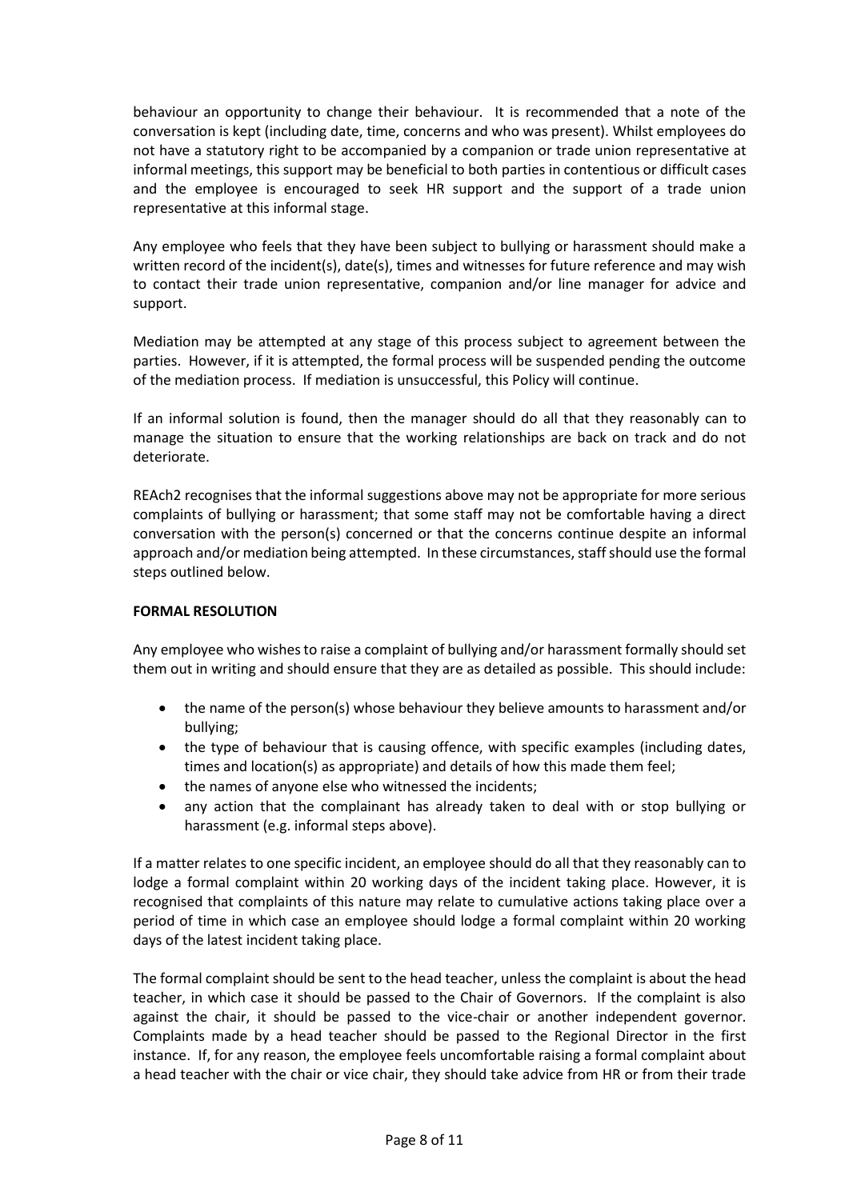behaviour an opportunity to change their behaviour. It is recommended that a note of the conversation is kept (including date, time, concerns and who was present). Whilst employees do not have a statutory right to be accompanied by a companion or trade union representative at informal meetings, this support may be beneficial to both parties in contentious or difficult cases and the employee is encouraged to seek HR support and the support of a trade union representative at this informal stage.

Any employee who feels that they have been subject to bullying or harassment should make a written record of the incident(s), date(s), times and witnesses for future reference and may wish to contact their trade union representative, companion and/or line manager for advice and support.

Mediation may be attempted at any stage of this process subject to agreement between the parties. However, if it is attempted, the formal process will be suspended pending the outcome of the mediation process. If mediation is unsuccessful, this Policy will continue.

If an informal solution is found, then the manager should do all that they reasonably can to manage the situation to ensure that the working relationships are back on track and do not deteriorate.

REAch2 recognises that the informal suggestions above may not be appropriate for more serious complaints of bullying or harassment; that some staff may not be comfortable having a direct conversation with the person(s) concerned or that the concerns continue despite an informal approach and/or mediation being attempted. In these circumstances, staff should use the formal steps outlined below.

**FORMAL RESOLUTION**

Any employee who wishes to raise a complaint of bullying and/or harassment formally should set them out in writing and should ensure that they are as detailed as possible. This should include:

- the name of the person(s) whose behaviour they believe amounts to harassment and/or bullying;
- the type of behaviour that is causing offence, with specific examples (including dates, times and location(s) as appropriate) and details of how this made them feel;
- the names of anyone else who witnessed the incidents;
- any action that the complainant has already taken to deal with or stop bullying or harassment (e.g. informal steps above).

If a matter relates to one specific incident, an employee should do all that they reasonably can to lodge a formal complaint within 20 working days of the incident taking place. However, it is recognised that complaints of this nature may relate to cumulative actions taking place over a period of time in which case an employee should lodge a formal complaint within 20 working days of the latest incident taking place.

The formal complaint should be sent to the head teacher, unless the complaint is about the head teacher, in which case it should be passed to the Chair of Governors. If the complaint is also against the chair, it should be passed to the vice-chair or another independent governor. Complaints made by a head teacher should be passed to the Regional Director in the first instance. If, for any reason, the employee feels uncomfortable raising a formal complaint about a head teacher with the chair or vice chair, they should take advice from HR or from their trade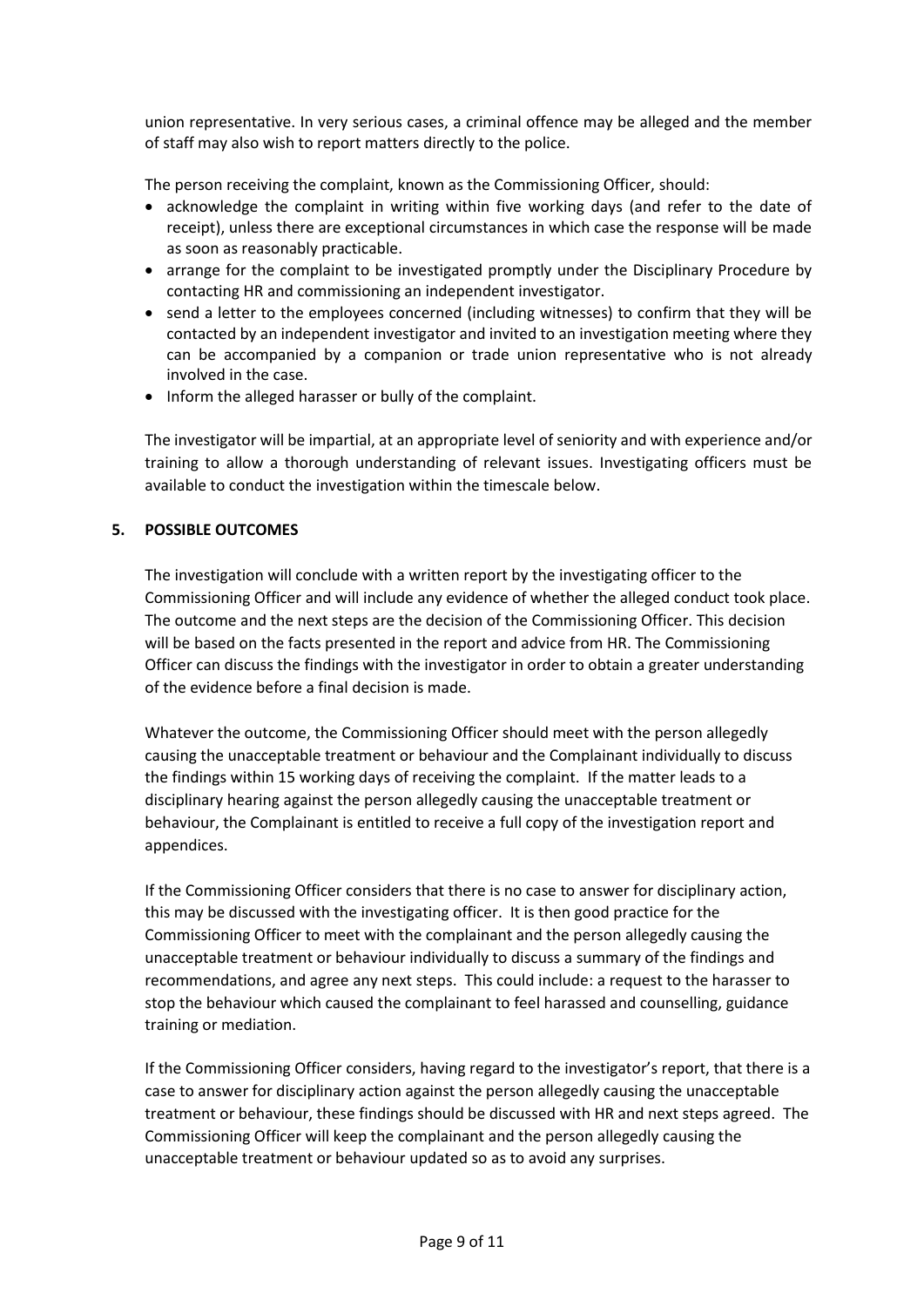union representative. In very serious cases, a criminal offence may be alleged and the member of staff may also wish to report matters directly to the police.

The person receiving the complaint, known as the Commissioning Officer, should:

- acknowledge the complaint in writing within five working days (and refer to the date of receipt), unless there are exceptional circumstances in which case the response will be made as soon as reasonably practicable.
- arrange for the complaint to be investigated promptly under the Disciplinary Procedure by contacting HR and commissioning an independent investigator.
- send a letter to the employees concerned (including witnesses) to confirm that they will be contacted by an independent investigator and invited to an investigation meeting where they can be accompanied by a companion or trade union representative who is not already involved in the case.
- Inform the alleged harasser or bully of the complaint.

The investigator will be impartial, at an appropriate level of seniority and with experience and/or training to allow a thorough understanding of relevant issues. Investigating officers must be available to conduct the investigation within the timescale below.

## 5. POSSIBLE OUTCOMES

The investigation will conclude with a written report by the investigating officer to the Commissioning Officer and will include any evidence of whether the alleged conduct took place. The outcome and the next steps are the decision of the Commissioning Officer. This decision will be based on the facts presented in the report and advice from HR. The Commissioning Officer can discuss the findings with the investigator in order to obtain a greater understanding of the evidence before a final decision is made.

Whatever the outcome, the Commissioning Officer should meet with the person allegedly causing the unacceptable treatment or behaviour and the Complainant individually to discuss the findings within 15 working days of receiving the complaint. If the matter leads to a disciplinary hearing against the person allegedly causing the unacceptable treatment or behaviour, the Complainant is entitled to receive a full copy of the investigation report and appendices.

If the Commissioning Officer considers that there is no case to answer for disciplinary action, this may be discussed with the investigating officer. It is then good practice for the Commissioning Officer to meet with the complainant and the person allegedly causing the unacceptable treatment or behaviour individually to discuss a summary of the findings and recommendations, and agree any next steps. This could include: a request to the harasser to stop the behaviour which caused the complainant to feel harassed and counselling, guidance training or mediation.

If the Commissioning Officer considers, having regard to the investigator's report, that there is a case to answer for disciplinary action against the person allegedly causing the unacceptable treatment or behaviour, these findings should be discussed with HR and next steps agreed. The Commissioning Officer will keep the complainant and the person allegedly causing the unacceptable treatment or behaviour updated so as to avoid any surprises.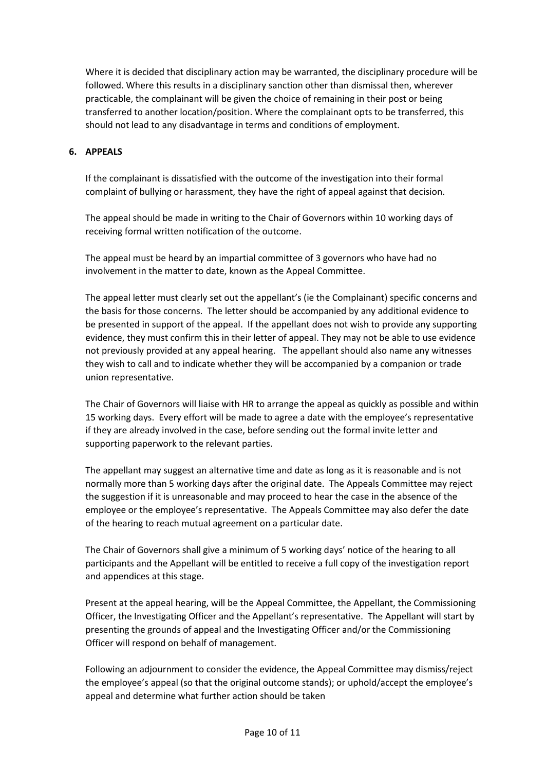Where it is decided that disciplinary action may be warranted, the disciplinary procedure will be followed. Where this results in a disciplinary sanction other than dismissal then, wherever practicable, the complainant will be given the choice of remaining in their post or being transferred to another location/position. Where the complainant opts to be transferred, this should not lead to any disadvantage in terms and conditions of employment.

## 6. APPEALS

If the complainant is dissatisfied with the outcome of the investigation into their formal complaint of bullying or harassment, they have the right of appeal against that decision.

The appeal should be made in writing to the Chair of Governors within 10 working days of receiving formal written notification of the outcome.

The appeal must be heard by an impartial committee of 3 governors who have had no involvement in the matter to date, known as the Appeal Committee.

The appeal letter must clearly set out the appellant's (ie the Complainant) specific concerns and the basis for those concerns. The letter should be accompanied by any additional evidence to be presented in support of the appeal. If the appellant does not wish to provide any supporting evidence, they must confirm this in their letter of appeal. They may not be able to use evidence not previously provided at any appeal hearing. The appellant should also name any witnesses they wish to call and to indicate whether they will be accompanied by a companion or trade union representative.

The Chair of Governors will liaise with HR to arrange the appeal as quickly as possible and within 15 working days. Every effort will be made to agree a date with the employee's representative if they are already involved in the case, before sending out the formal invite letter and supporting paperwork to the relevant parties.

The appellant may suggest an alternative time and date as long as it is reasonable and is not normally more than 5 working days after the original date. The Appeals Committee may reject the suggestion if it is unreasonable and may proceed to hear the case in the absence of the employee or the employee's representative. The Appeals Committee may also defer the date of the hearing to reach mutual agreement on a particular date.

The Chair of Governors shall give a minimum of 5 working days' notice of the hearing to all participants and the Appellant will be entitled to receive a full copy of the investigation report and appendices at this stage.

Present at the appeal hearing, will be the Appeal Committee, the Appellant, the Commissioning Officer, the Investigating Officer and the Appellant's representative. The Appellant will start by presenting the grounds of appeal and the Investigating Officer and/or the Commissioning Officer will respond on behalf of management.

Following an adjournment to consider the evidence, the Appeal Committee may dismiss/reject the employee's appeal (so that the original outcome stands); or uphold/accept the employee's appeal and determine what further action should be taken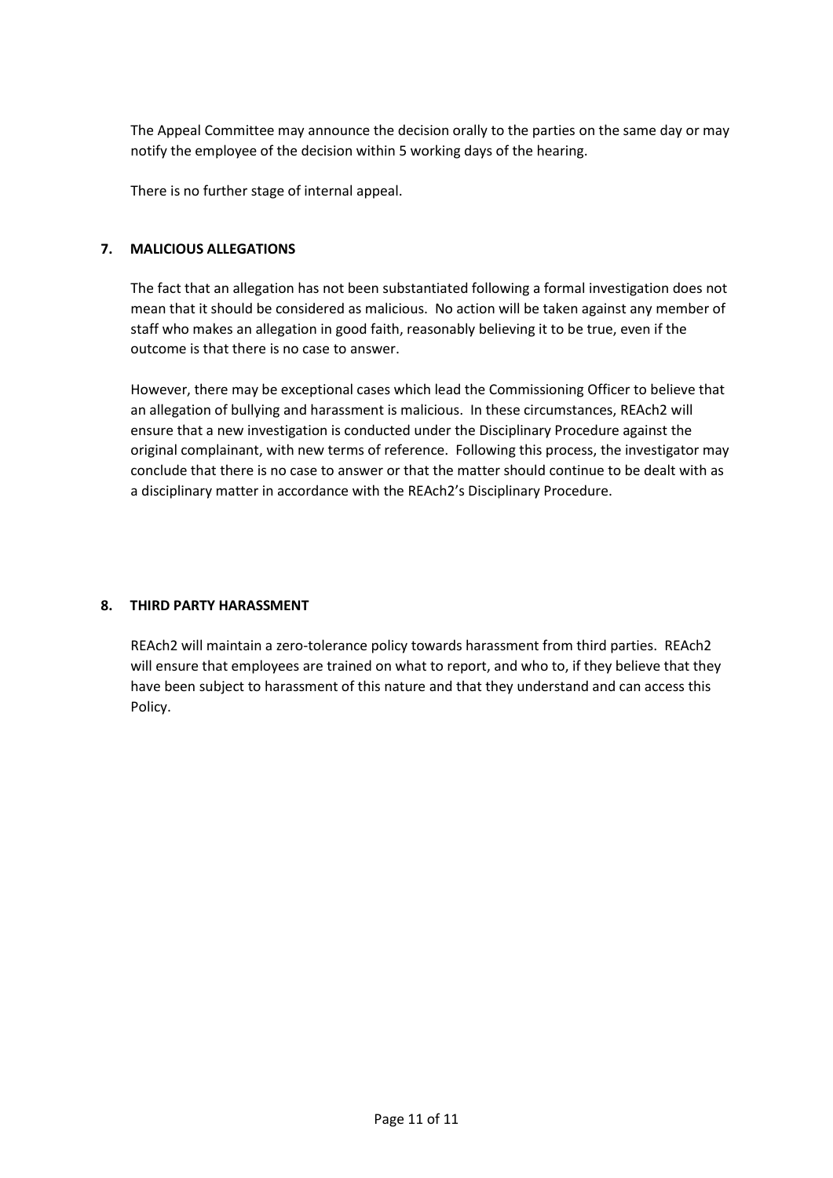The Appeal Committee may announce the decision orally to the parties on the same day or may notify the employee of the decision within 5 working days of the hearing.

There is no further stage of internal appeal.

## 7. MALICIOUS ALLEGATIONS

The fact that an allegation has not been substantiated following a formal investigation does not mean that it should be considered as malicious. No action will be taken against any member of staff who makes an allegation in good faith, reasonably believing it to be true, even if the outcome is that there is no case to answer.

However, there may be exceptional cases which lead the Commissioning Officer to believe that an allegation of bullying and harassment is malicious. In these circumstances, REAch2 will ensure that a new investigation is conducted under the Disciplinary Procedure against the original complainant, with new terms of reference. Following this process, the investigator may conclude that there is no case to answer or that the matter should continue to be dealt with as a disciplinary matter in accordance with the REAch2's Disciplinary Procedure.

## 8. THIRD PARTY HARASSMENT

REAch2 will maintain a zero-tolerance policy towards harassment from third parties. REAch2 will ensure that employees are trained on what to report, and who to, if they believe that they have been subject to harassment of this nature and that they understand and can access this Policy.